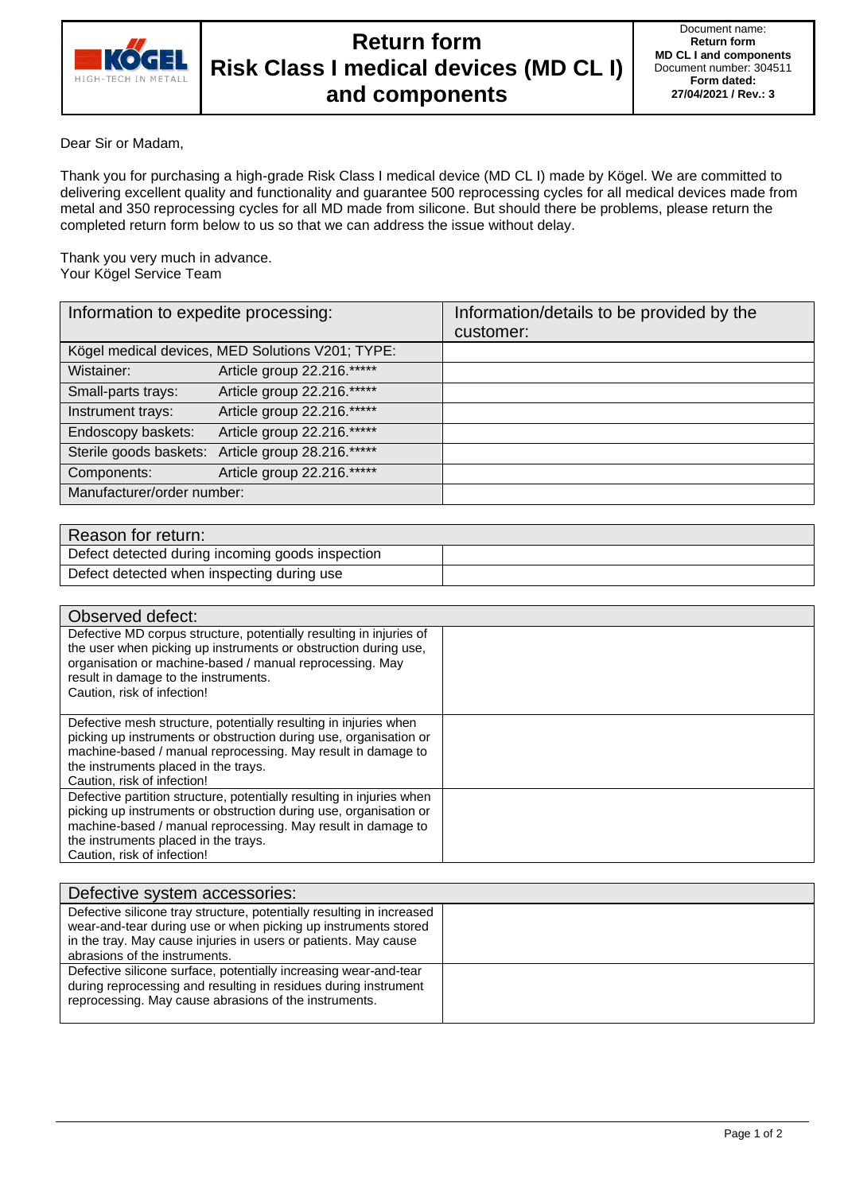# Return form Risk Class I medical devices (MD CL I) and components

| | |
|---|---|
| Document name: | **Return form MD CL I and components** |
| Document number: | 304511 |
| **Form dated:** | **27/04/2021 / Rev.: 3** |

Dear Sir or Madam,

Thank you for purchasing a high-grade Risk Class I medical device (MD CL I) made by Kögel. We are committed to delivering excellent quality and functionality and guarantee 500 reprocessing cycles for all medical devices made from metal and 350 reprocessing cycles for all MD made from silicone. But should there be problems, please return the completed return form below to us so that we can address the issue without delay.

Thank you very much in advance.
Your Kögel Service Team

| Information to expedite processing: | | Information/details to be provided by the customer: |
|---|---|---|
| Kögel medical devices, MED Solutions V201; TYPE: | | |
| Wistainer: | Article group 22.216.***** | |
| Small-parts trays: | Article group 22.216.***** | |
| Instrument trays: | Article group 22.216.***** | |
| Endoscopy baskets: | Article group 22.216.***** | |
| Sterile goods baskets: | Article group 28.216.***** | |
| Components: | Article group 22.216.***** | |
| Manufacturer/order number: | | |

| Reason for return: | |
|---|---|
| Defect detected during incoming goods inspection | |
| Defect detected when inspecting during use | |

| Observed defect: | |
|---|---|
| Defective MD corpus structure, potentially resulting in injuries of the user when picking up instruments or obstruction during use, organisation or machine-based / manual reprocessing. May result in damage to the instruments. Caution, risk of infection! | |
| Defective mesh structure, potentially resulting in injuries when picking up instruments or obstruction during use, organisation or machine-based / manual reprocessing. May result in damage to the instruments placed in the trays. Caution, risk of infection! | |
| Defective partition structure, potentially resulting in injuries when picking up instruments or obstruction during use, organisation or machine-based / manual reprocessing. May result in damage to the instruments placed in the trays. Caution, risk of infection! | |

| Defective system accessories: | |
|---|---|
| Defective silicone tray structure, potentially resulting in increased wear-and-tear during use or when picking up instruments stored in the tray. May cause injuries in users or patients. May cause abrasions of the instruments. | |
| Defective silicone surface, potentially increasing wear-and-tear during reprocessing and resulting in residues during instrument reprocessing. May cause abrasions of the instruments. | |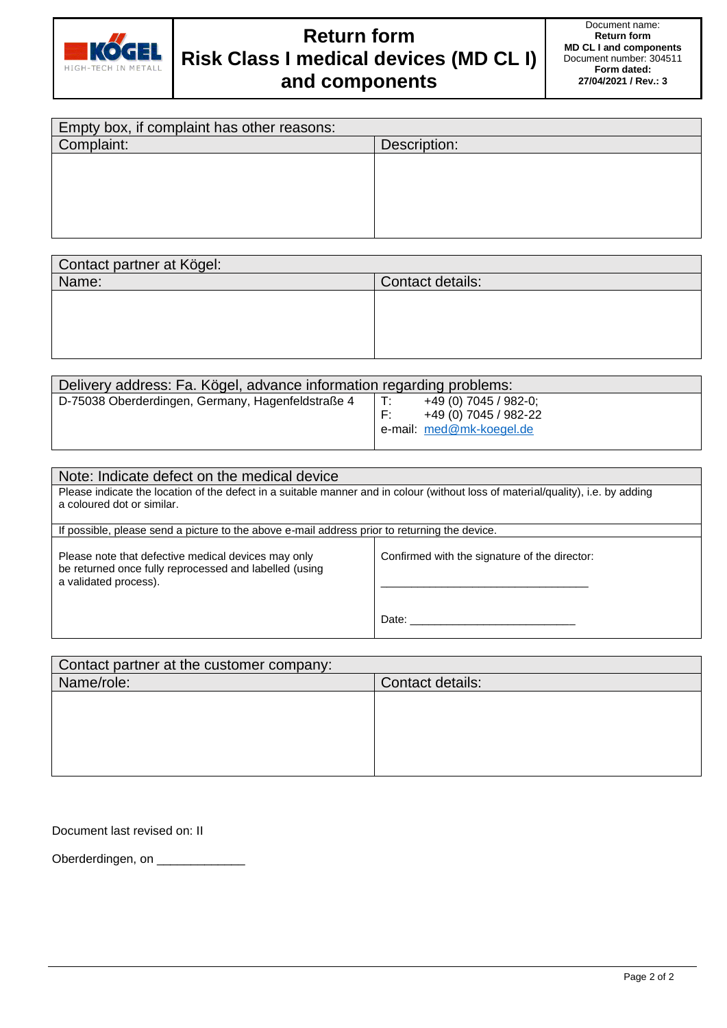# Return form Risk Class I medical devices (MD CL I) and components

Document name: **Return form MD CL I and components**
Document number: 304511
**Form dated: 27/04/2021 / Rev.: 3**

| Empty box, if complaint has other reasons: | |
|---|---|
| Complaint: | Description: |
| | |

| Contact partner at Kögel: | |
|---|---|
| Name: | Contact details: |
| | |

| Delivery address: Fa. Kögel, advance information regarding problems: | |
|---|---|
| D-75038 Oberderdingen, Germany, Hagenfeldstraße 4 | T: +49 (0) 7045 / 982-0;<br>F: +49 (0) 7045 / 982-22<br>e-mail: med@mk-koegel.de |

| Note: Indicate defect on the medical device | |
|---|---|
| Please indicate the location of the defect in a suitable manner and in colour (without loss of material/quality), i.e. by adding a coloured dot or similar. | |
| If possible, please send a picture to the above e-mail address prior to returning the device. | |
| Please note that defective medical devices may only be returned once fully reprocessed and labelled (using a validated process). | Confirmed with the signature of the director:<br><br>_________________________________<br><br>Date: __________________________ |

| Contact partner at the customer company: | |
|---|---|
| Name/role: | Contact details: |
| | |

Document last revised on: II

Oberderdingen, on _____________